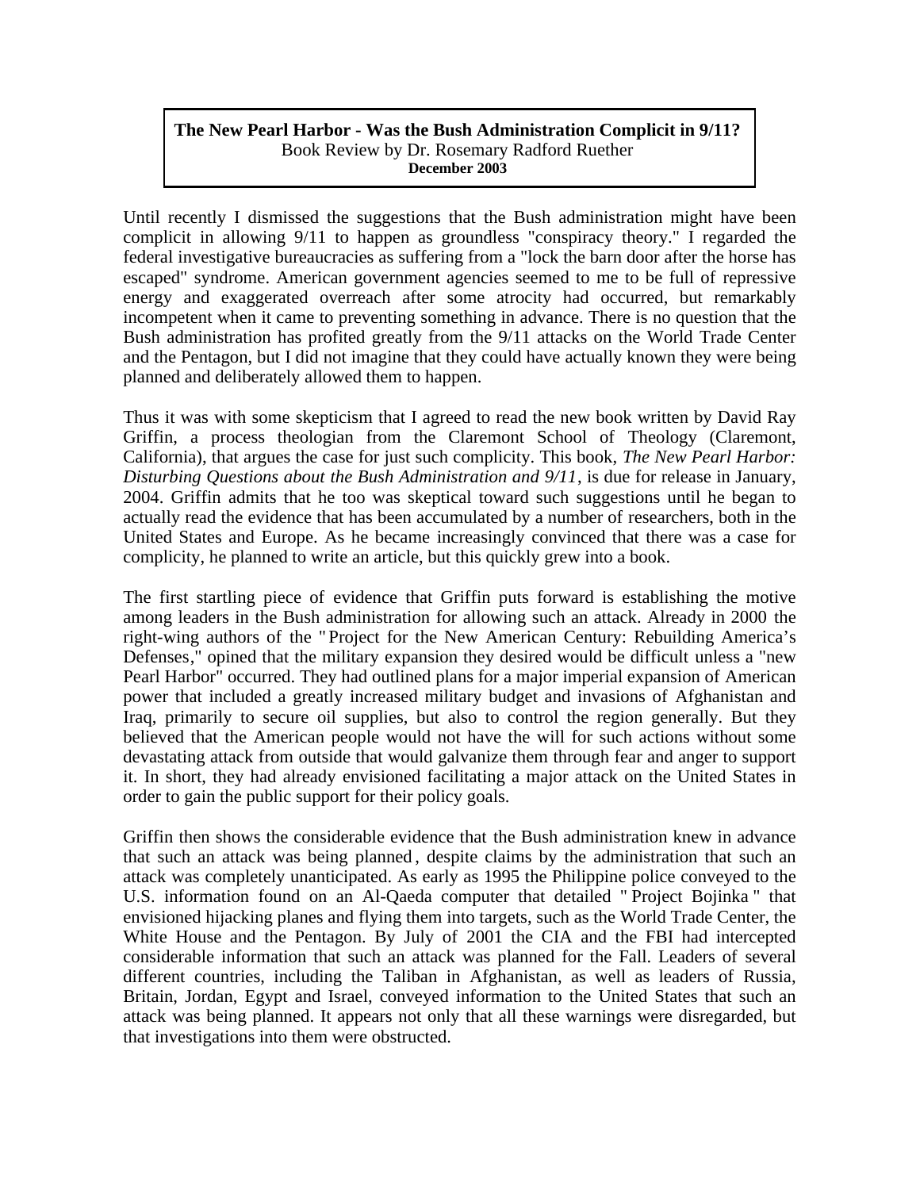**The New Pearl Harbor - Was the Bush Administration Complicit in 9/11?**
Book Review by Dr. Rosemary Radford Ruether
**December 2003**

Until recently I dismissed the suggestions that the Bush administration might have been complicit in allowing 9/11 to happen as groundless "conspiracy theory." I regarded the federal investigative bureaucracies as suffering from a "lock the barn door after the horse has escaped" syndrome. American government agencies seemed to me to be full of repressive energy and exaggerated overreach after some atrocity had occurred, but remarkably incompetent when it came to preventing something in advance. There is no question that the Bush administration has profited greatly from the 9/11 attacks on the World Trade Center and the Pentagon, but I did not imagine that they could have actually known they were being planned and deliberately allowed them to happen.

Thus it was with some skepticism that I agreed to read the new book written by David Ray Griffin, a process theologian from the Claremont School of Theology (Claremont, California), that argues the case for just such complicity. This book, *The New Pearl Harbor: Disturbing Questions about the Bush Administration and 9/11*, is due for release in January, 2004. Griffin admits that he too was skeptical toward such suggestions until he began to actually read the evidence that has been accumulated by a number of researchers, both in the United States and Europe. As he became increasingly convinced that there was a case for complicity, he planned to write an article, but this quickly grew into a book.

The first startling piece of evidence that Griffin puts forward is establishing the motive among leaders in the Bush administration for allowing such an attack. Already in 2000 the right-wing authors of the "Project for the New American Century: Rebuilding America's Defenses," opined that the military expansion they desired would be difficult unless a "new Pearl Harbor" occurred. They had outlined plans for a major imperial expansion of American power that included a greatly increased military budget and invasions of Afghanistan and Iraq, primarily to secure oil supplies, but also to control the region generally. But they believed that the American people would not have the will for such actions without some devastating attack from outside that would galvanize them through fear and anger to support it. In short, they had already envisioned facilitating a major attack on the United States in order to gain the public support for their policy goals.

Griffin then shows the considerable evidence that the Bush administration knew in advance that such an attack was being planned, despite claims by the administration that such an attack was completely unanticipated. As early as 1995 the Philippine police conveyed to the U.S. information found on an Al-Qaeda computer that detailed "Project Bojinka" that envisioned hijacking planes and flying them into targets, such as the World Trade Center, the White House and the Pentagon. By July of 2001 the CIA and the FBI had intercepted considerable information that such an attack was planned for the Fall. Leaders of several different countries, including the Taliban in Afghanistan, as well as leaders of Russia, Britain, Jordan, Egypt and Israel, conveyed information to the United States that such an attack was being planned. It appears not only that all these warnings were disregarded, but that investigations into them were obstructed.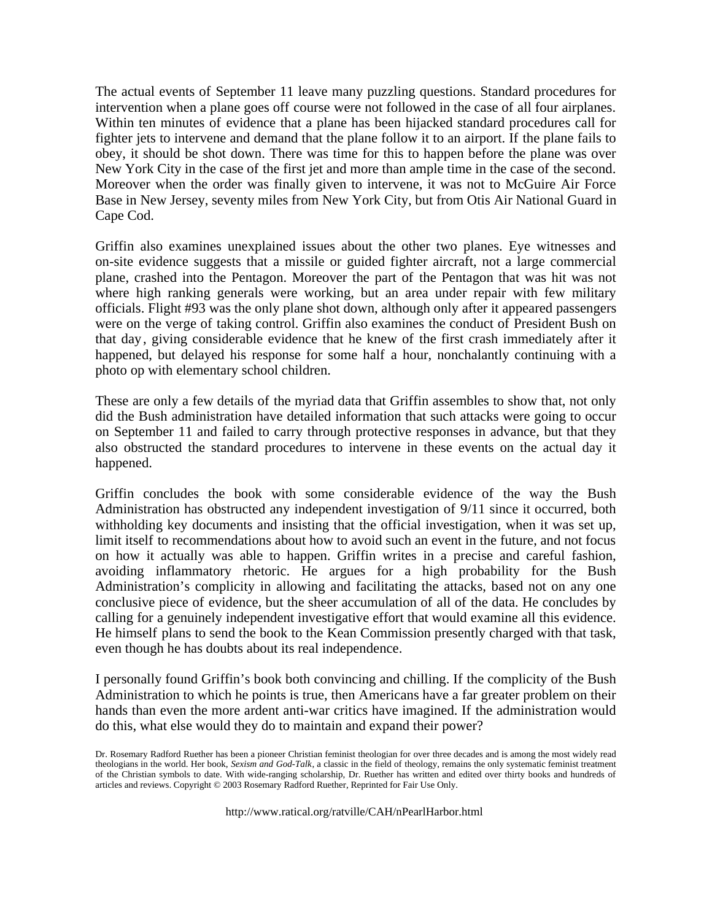The actual events of September 11 leave many puzzling questions. Standard procedures for intervention when a plane goes off course were not followed in the case of all four airplanes. Within ten minutes of evidence that a plane has been hijacked standard procedures call for fighter jets to intervene and demand that the plane follow it to an airport. If the plane fails to obey, it should be shot down. There was time for this to happen before the plane was over New York City in the case of the first jet and more than ample time in the case of the second. Moreover when the order was finally given to intervene, it was not to McGuire Air Force Base in New Jersey, seventy miles from New York City, but from Otis Air National Guard in Cape Cod.

Griffin also examines unexplained issues about the other two planes. Eye witnesses and on-site evidence suggests that a missile or guided fighter aircraft, not a large commercial plane, crashed into the Pentagon. Moreover the part of the Pentagon that was hit was not where high ranking generals were working, but an area under repair with few military officials. Flight #93 was the only plane shot down, although only after it appeared passengers were on the verge of taking control. Griffin also examines the conduct of President Bush on that day, giving considerable evidence that he knew of the first crash immediately after it happened, but delayed his response for some half a hour, nonchalantly continuing with a photo op with elementary school children.

These are only a few details of the myriad data that Griffin assembles to show that, not only did the Bush administration have detailed information that such attacks were going to occur on September 11 and failed to carry through protective responses in advance, but that they also obstructed the standard procedures to intervene in these events on the actual day it happened.

Griffin concludes the book with some considerable evidence of the way the Bush Administration has obstructed any independent investigation of 9/11 since it occurred, both withholding key documents and insisting that the official investigation, when it was set up, limit itself to recommendations about how to avoid such an event in the future, and not focus on how it actually was able to happen. Griffin writes in a precise and careful fashion, avoiding inflammatory rhetoric. He argues for a high probability for the Bush Administration's complicity in allowing and facilitating the attacks, based not on any one conclusive piece of evidence, but the sheer accumulation of all of the data. He concludes by calling for a genuinely independent investigative effort that would examine all this evidence. He himself plans to send the book to the Kean Commission presently charged with that task, even though he has doubts about its real independence.

I personally found Griffin's book both convincing and chilling. If the complicity of the Bush Administration to which he points is true, then Americans have a far greater problem on their hands than even the more ardent anti-war critics have imagined. If the administration would do this, what else would they do to maintain and expand their power?

Dr. Rosemary Radford Ruether has been a pioneer Christian feminist theologian for over three decades and is among the most widely read theologians in the world. Her book, *Sexism and God-Talk*, a classic in the field of theology, remains the only systematic feminist treatment of the Christian symbols to date. With wide-ranging scholarship, Dr. Ruether has written and edited over thirty books and hundreds of articles and reviews. Copyright © 2003 Rosemary Radford Ruether, Reprinted for Fair Use Only.

http://www.ratical.org/ratville/CAH/nPearlHarbor.html